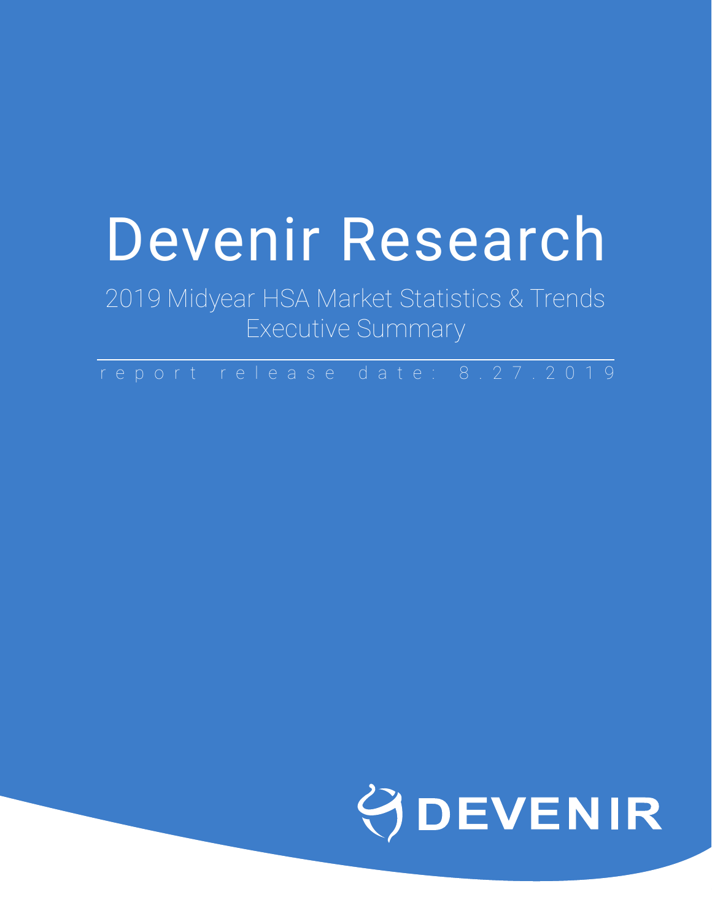# Devenir Research

## 2019 Midyear HSA Market Statistics & Trends
## Executive Summary

report release date: 8.27.2019

DEVENIR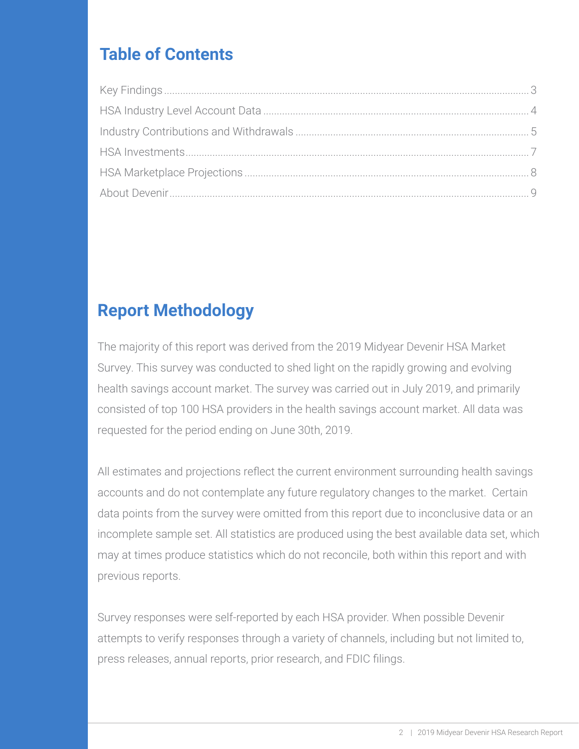## Table of Contents

| | |
|---|---|
| Key Findings | 3 |
| HSA Industry Level Account Data | 4 |
| Industry Contributions and Withdrawals | 5 |
| HSA Investments | 7 |
| HSA Marketplace Projections | 8 |
| About Devenir | 9 |

## Report Methodology

The majority of this report was derived from the 2019 Midyear Devenir HSA Market Survey. This survey was conducted to shed light on the rapidly growing and evolving health savings account market. The survey was carried out in July 2019, and primarily consisted of top 100 HSA providers in the health savings account market. All data was requested for the period ending on June 30th, 2019.

All estimates and projections reflect the current environment surrounding health savings accounts and do not contemplate any future regulatory changes to the market. Certain data points from the survey were omitted from this report due to inconclusive data or an incomplete sample set. All statistics are produced using the best available data set, which may at times produce statistics which do not reconcile, both within this report and with previous reports.

Survey responses were self-reported by each HSA provider. When possible Devenir attempts to verify responses through a variety of channels, including but not limited to, press releases, annual reports, prior research, and FDIC filings.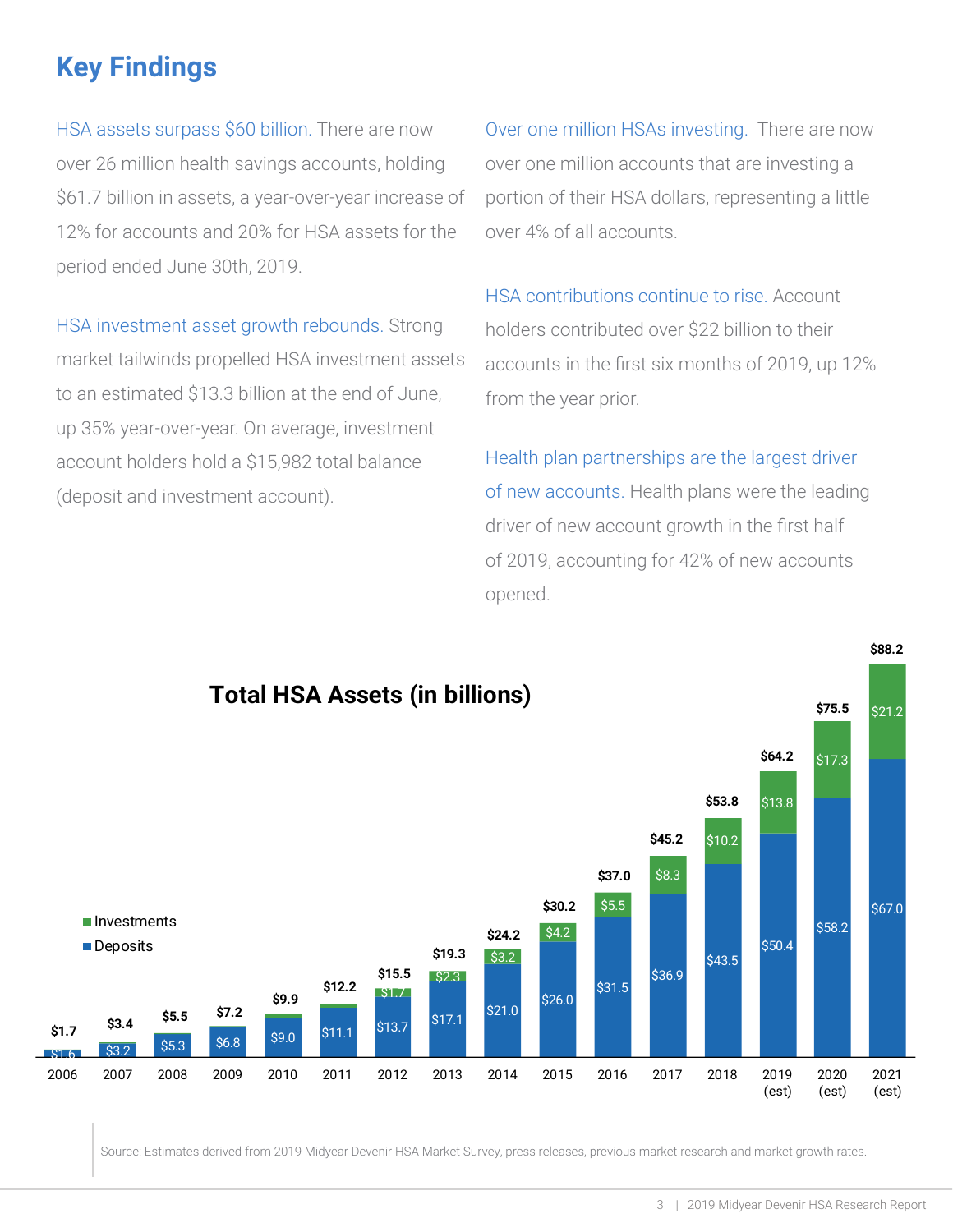## Key Findings

HSA assets surpass $60 billion. There are now over 26 million health savings accounts, holding $61.7 billion in assets, a year-over-year increase of 12% for accounts and 20% for HSA assets for the period ended June 30th, 2019.

HSA investment asset growth rebounds. Strong market tailwinds propelled HSA investment assets to an estimated $13.3 billion at the end of June, up 35% year-over-year. On average, investment account holders hold a $15,982 total balance (deposit and investment account).

Over one million HSAs investing. There are now over one million accounts that are investing a portion of their HSA dollars, representing a little over 4% of all accounts.

HSA contributions continue to rise. Account holders contributed over $22 billion to their accounts in the first six months of 2019, up 12% from the year prior.

Health plan partnerships are the largest driver of new accounts. Health plans were the leading driver of new account growth in the first half of 2019, accounting for 42% of new accounts opened.

**Total HSA Assets (in billions)**

| Year | Deposits | Investments | Total |
|---|---|---|---|
| 2006 | $1.6 | | $1.7 |
| 2007 | $3.2 | | $3.4 |
| 2008 | $5.3 | | $5.5 |
| 2009 | $6.8 | | $7.2 |
| 2010 | $9.0 | | $9.9 |
| 2011 | $11.1 | | $12.2 |
| 2012 | $13.7 | $1.7 | $15.5 |
| 2013 | $17.1 | $2.3 | $19.3 |
| 2014 | $21.0 | $3.2 | $24.2 |
| 2015 | $26.0 | $4.2 | $30.2 |
| 2016 | $31.5 | $5.5 | $37.0 |
| 2017 | $36.9 | $8.3 | $45.2 |
| 2018 | $43.5 | $10.2 | $53.8 |
| 2019 (est) | $50.4 | $13.8 | $64.2 |
| 2020 (est) | $58.2 | $17.3 | $75.5 |
| 2021 (est) | $67.0 | $21.2 | $88.2 |

Source: Estimates derived from 2019 Midyear Devenir HSA Market Survey, press releases, previous market research and market growth rates.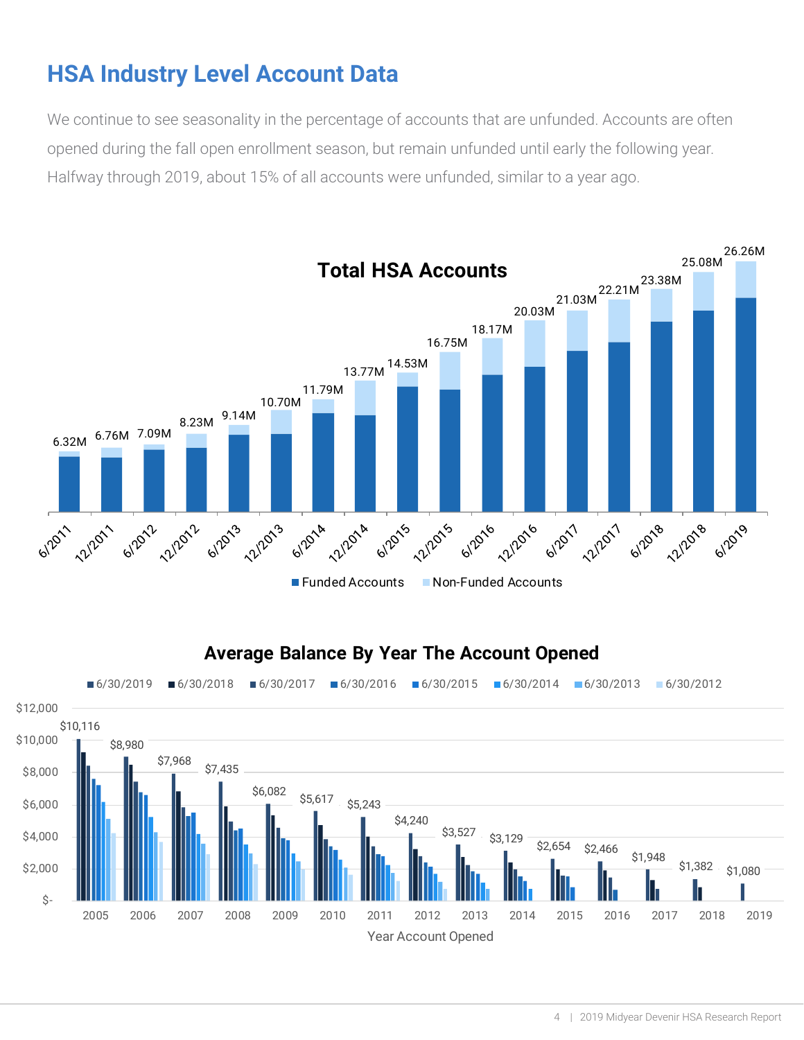# HSA Industry Level Account Data

We continue to see seasonality in the percentage of accounts that are unfunded. Accounts are often opened during the fall open enrollment season, but remain unfunded until early the following year. Halfway through 2019, about 15% of all accounts were unfunded, similar to a year ago.

**Total HSA Accounts**

| Date | Total Accounts |
|---|---|
| 6/2011 | 6.32M |
| 12/2011 | 6.76M |
| 6/2012 | 7.09M |
| 12/2012 | 8.23M |
| 6/2013 | 9.14M |
| 12/2013 | 10.70M |
| 6/2014 | 11.79M |
| 12/2014 | 13.77M |
| 6/2015 | 14.53M |
| 12/2015 | 16.75M |
| 6/2016 | 18.17M |
| 12/2016 | 20.03M |
| 6/2017 | 21.03M |
| 12/2017 | 22.21M |
| 6/2018 | 23.38M |
| 12/2018 | 25.08M |
| 6/2019 | 26.26M |

Funded Accounts | Non-Funded Accounts

**Average Balance By Year The Account Opened**

6/30/2019 | 6/30/2018 | 6/30/2017 | 6/30/2016 | 6/30/2015 | 6/30/2014 | 6/30/2013 | 6/30/2012

| Year Account Opened | Average Balance (6/30/2019) |
|---|---|
| 2005 | $10,116 |
| 2006 | $8,980 |
| 2007 | $7,968 |
| 2008 | $7,435 |
| 2009 | $6,082 |
| 2010 | $5,617 |
| 2011 | $5,243 |
| 2012 | $4,240 |
| 2013 | $3,527 |
| 2014 | $3,129 |
| 2015 | $2,654 |
| 2016 | $2,466 |
| 2017 | $1,948 |
| 2018 | $1,382 |
| 2019 | $1,080 |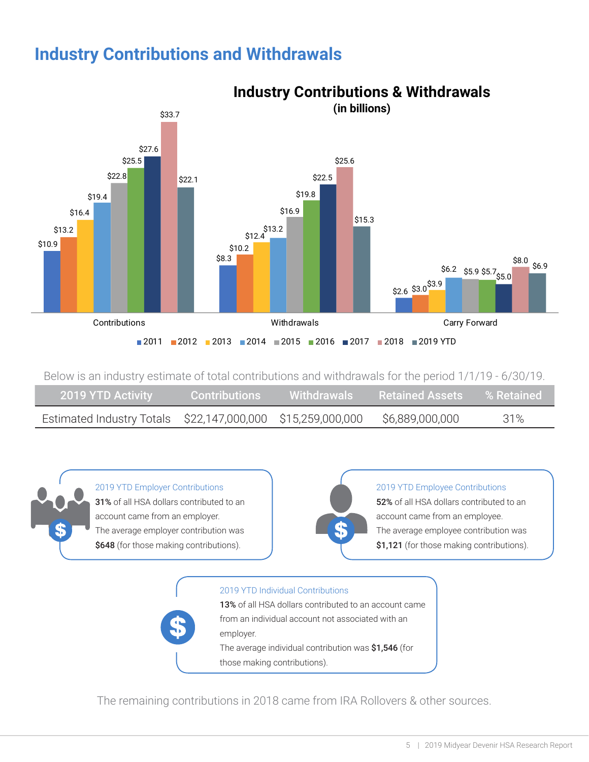# Industry Contributions and Withdrawals

**Industry Contributions & Withdrawals (in billions)**

| | 2011 | 2012 | 2013 | 2014 | 2015 | 2016 | 2017 | 2018 | 2019 YTD |
|---|---|---|---|---|---|---|---|---|---|
| Contributions | $10.9 | $13.2 | $16.4 | $19.4 | $22.8 | $25.5 | $27.6 | $33.7 | $22.1 |
| Withdrawals | $8.3 | $10.2 | $12.4 | $13.2 | $16.9 | $19.8 | $22.5 | $25.6 | $15.3 |
| Carry Forward | $2.6 | $3.0 | $3.9 | $6.2 | $5.9 | $5.7 | $5.0 | $8.0 | $6.9 |

Below is an industry estimate of total contributions and withdrawals for the period 1/1/19 - 6/30/19.

| 2019 YTD Activity | Contributions | Withdrawals | Retained Assets | % Retained |
|---|---|---|---|---|
| Estimated Industry Totals | $22,147,000,000 | $15,259,000,000 | $6,889,000,000 | 31% |

**2019 YTD Employer Contributions**

**31%** of all HSA dollars contributed to an account came from an employer.
The average employer contribution was **$648** (for those making contributions).

**2019 YTD Employee Contributions**

**52%** of all HSA dollars contributed to an account came from an employee.
The average employee contribution was **$1,121** (for those making contributions).

**2019 YTD Individual Contributions**

**13%** of all HSA dollars contributed to an account came from an individual account not associated with an employer.
The average individual contribution was **$1,546** (for those making contributions).

The remaining contributions in 2018 came from IRA Rollovers & other sources.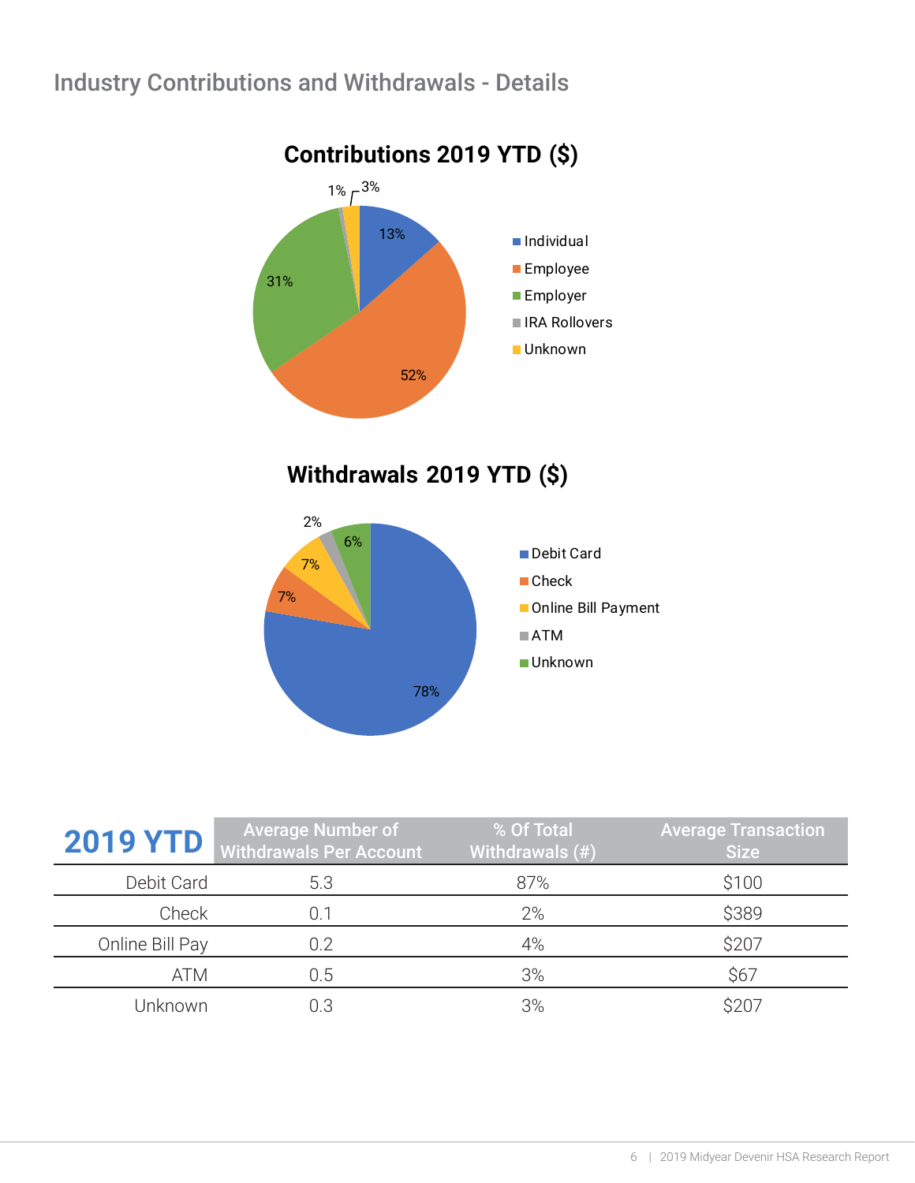## Industry Contributions and Withdrawals - Details

**Contributions 2019 YTD ($)**

- Individual: 13%
- Employee: 52%
- Employer: 31%
- IRA Rollovers: 1%
- Unknown: 3%

**Withdrawals 2019 YTD ($)**

- Debit Card: 78%
- Check: 7%
- Online Bill Payment: 7%
- ATM: 2%
- Unknown: 6%

| 2019 YTD | Average Number of Withdrawals Per Account | % Of Total Withdrawals (#) | Average Transaction Size |
|---|---|---|---|
| Debit Card | 5.3 | 87% | $100 |
| Check | 0.1 | 2% | $389 |
| Online Bill Pay | 0.2 | 4% | $207 |
| ATM | 0.5 | 3% | $67 |
| Unknown | 0.3 | 3% | $207 |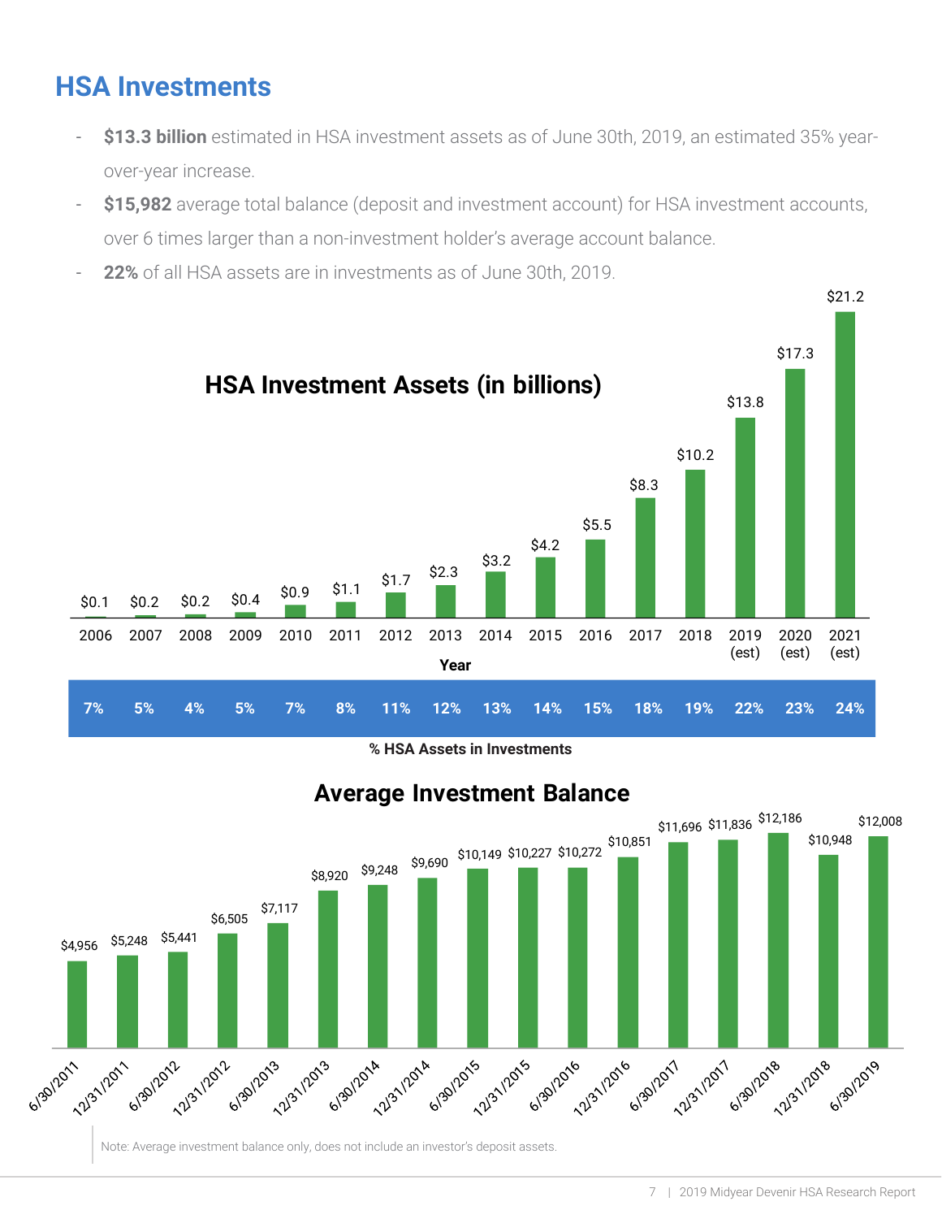## HSA Investments

- **$13.3 billion** estimated in HSA investment assets as of June 30th, 2019, an estimated 35% year-over-year increase.
- **$15,982** average total balance (deposit and investment account) for HSA investment accounts, over 6 times larger than a non-investment holder's average account balance.
- **22%** of all HSA assets are in investments as of June 30th, 2019.

**HSA Investment Assets (in billions)**

| Year | HSA Investment Assets (in billions) | % HSA Assets in Investments |
|---|---|---|
| 2006 | $0.1 | 7% |
| 2007 | $0.2 | 5% |
| 2008 | $0.2 | 4% |
| 2009 | $0.4 | 5% |
| 2010 | $0.9 | 7% |
| 2011 | $1.1 | 8% |
| 2012 | $1.7 | 11% |
| 2013 | $2.3 | 12% |
| 2014 | $3.2 | 13% |
| 2015 | $4.2 | 14% |
| 2016 | $5.5 | 15% |
| 2017 | $8.3 | 18% |
| 2018 | $10.2 | 19% |
| 2019 (est) | $13.8 | 22% |
| 2020 (est) | $17.3 | 23% |
| 2021 (est) | $21.2 | 24% |

**Average Investment Balance**

| Date | Average Investment Balance |
|---|---|
| 6/30/2011 | $4,956 |
| 12/31/2011 | $5,248 |
| 6/30/2012 | $5,441 |
| 12/31/2012 | $6,505 |
| 6/30/2013 | $7,117 |
| 12/31/2013 | $8,920 |
| 6/30/2014 | $9,248 |
| 12/31/2014 | $9,690 |
| 6/30/2015 | $10,149 |
| 12/31/2015 | $10,227 |
| 6/30/2016 | $10,272 |
| 12/31/2016 | $10,851 |
| 6/30/2017 | $11,696 |
| 12/31/2017 | $11,836 |
| 6/30/2018 | $12,186 |
| 12/31/2018 | $10,948 |
| 6/30/2019 | $12,008 |

Note: Average investment balance only, does not include an investor's deposit assets.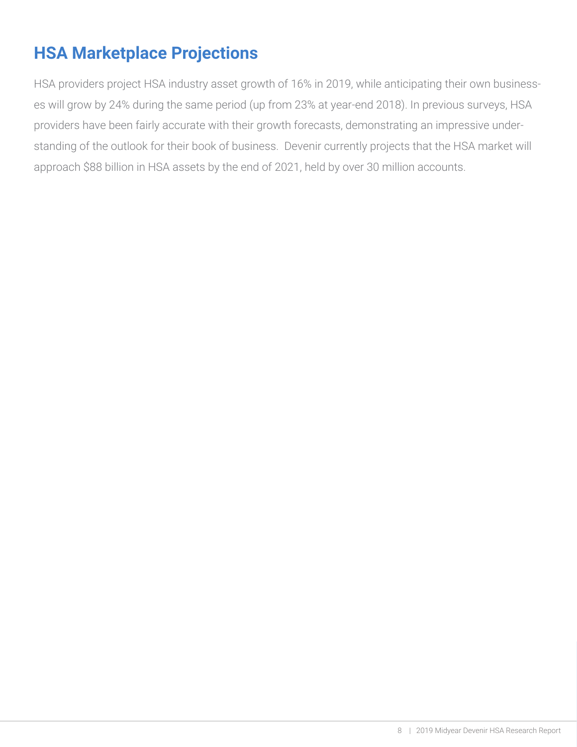## HSA Marketplace Projections

HSA providers project HSA industry asset growth of 16% in 2019, while anticipating their own businesses will grow by 24% during the same period (up from 23% at year-end 2018). In previous surveys, HSA providers have been fairly accurate with their growth forecasts, demonstrating an impressive understanding of the outlook for their book of business. Devenir currently projects that the HSA market will approach $88 billion in HSA assets by the end of 2021, held by over 30 million accounts.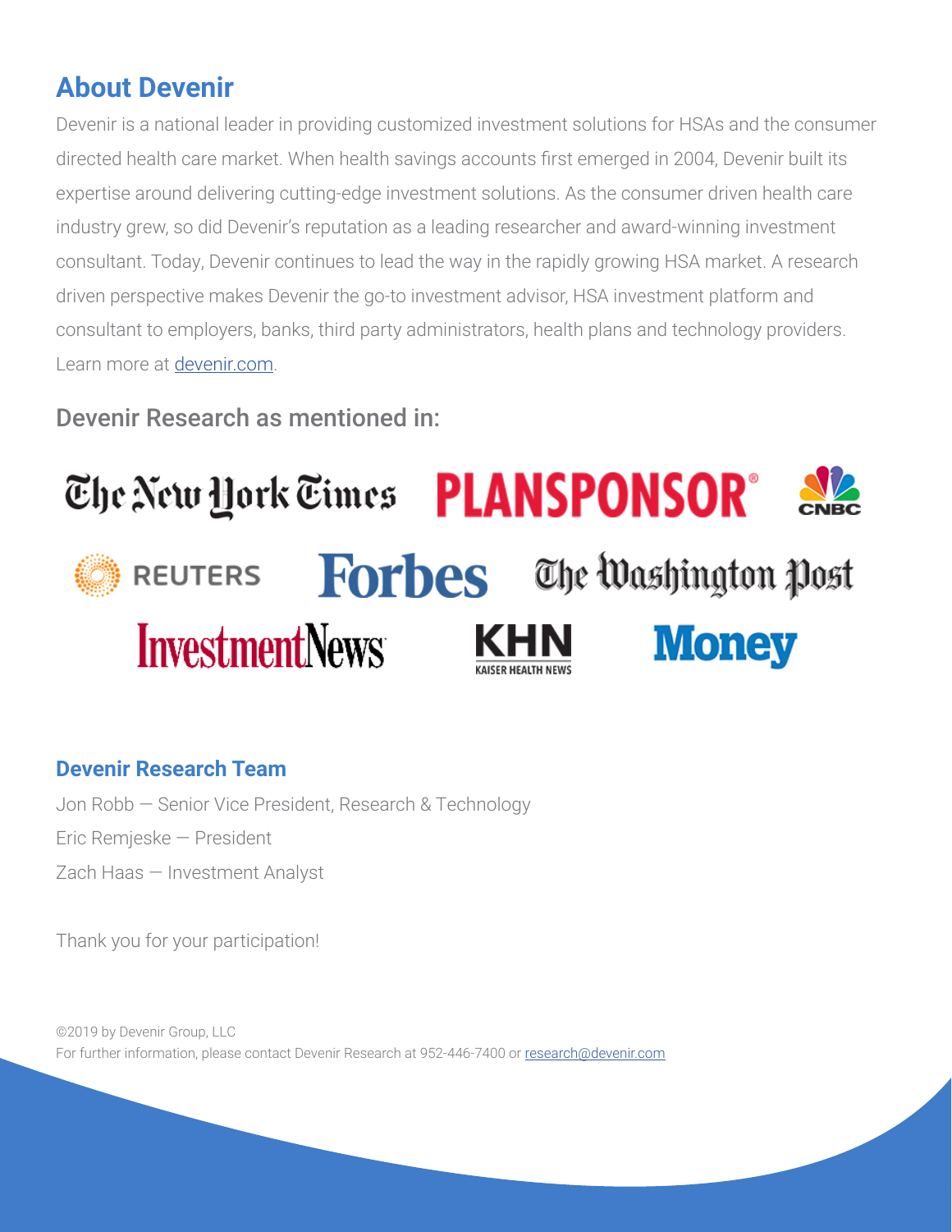## About Devenir

Devenir is a national leader in providing customized investment solutions for HSAs and the consumer directed health care market. When health savings accounts first emerged in 2004, Devenir built its expertise around delivering cutting-edge investment solutions. As the consumer driven health care industry grew, so did Devenir's reputation as a leading researcher and award-winning investment consultant. Today, Devenir continues to lead the way in the rapidly growing HSA market. A research driven perspective makes Devenir the go-to investment advisor, HSA investment platform and consultant to employers, banks, third party administrators, health plans and technology providers. Learn more at [devenir.com](devenir.com).

### Devenir Research as mentioned in:

The New York Times
PLANSPONSOR
CNBC
REUTERS
Forbes
The Washington Post
InvestmentNews
KHN KAISER HEALTH NEWS
Money

### Devenir Research Team

Jon Robb — Senior Vice President, Research & Technology

Eric Remjeske — President

Zach Haas — Investment Analyst

Thank you for your participation!

©2019 by Devenir Group, LLC
For further information, please contact Devenir Research at 952-446-7400 or [research@devenir.com](mailto:research@devenir.com)